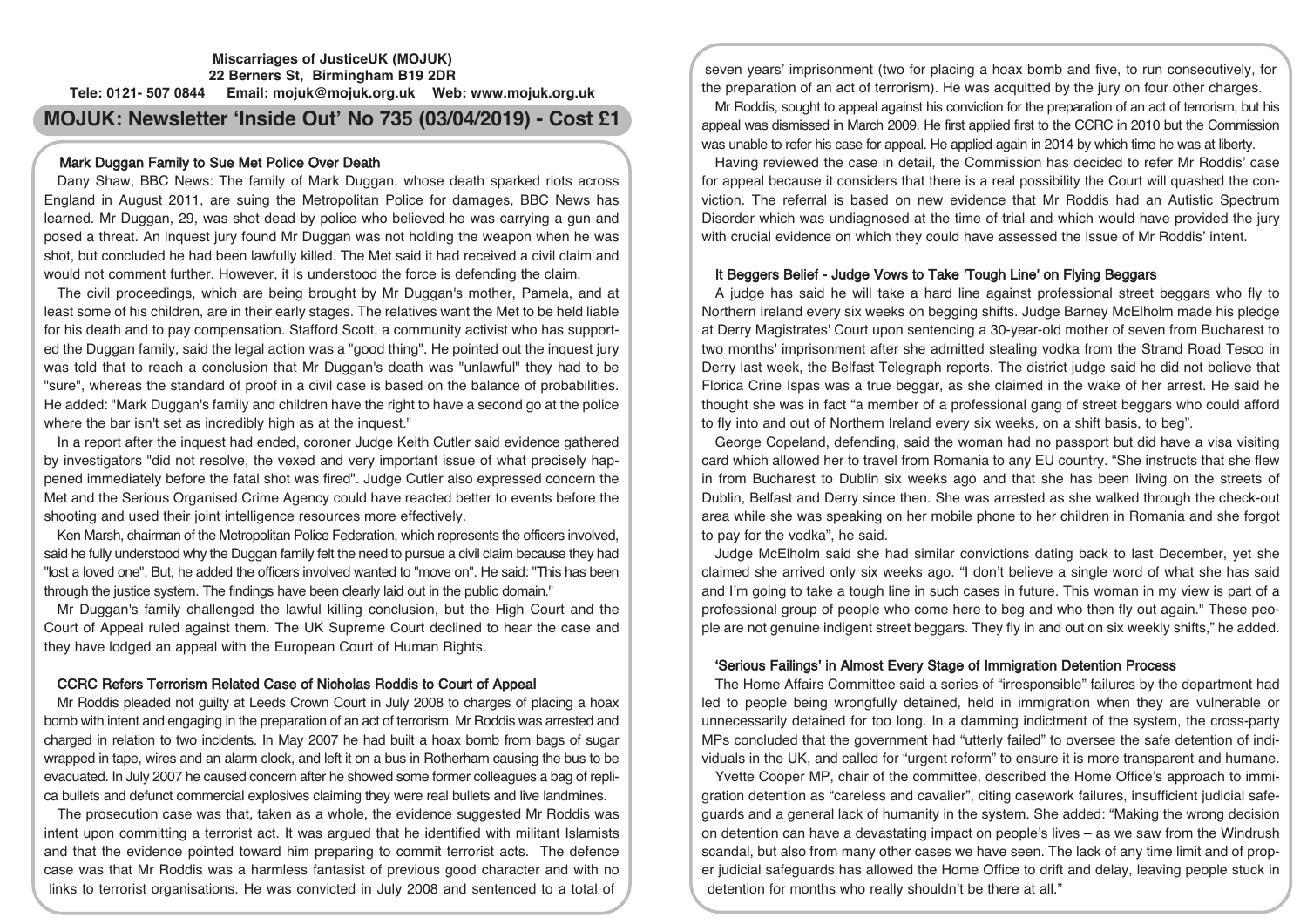**Miscarriages of JusticeUK (MOJUK)**
**22 Berners St, Birmingham B19 2DR**
**Tele: 0121- 507 0844 Email: mojuk@mojuk.org.uk Web: www.mojuk.org.uk**

# MOJUK: Newsletter 'Inside Out' No 735 (03/04/2019) - Cost £1

## Mark Duggan Family to Sue Met Police Over Death

Dany Shaw, BBC News: The family of Mark Duggan, whose death sparked riots across England in August 2011, are suing the Metropolitan Police for damages, BBC News has learned. Mr Duggan, 29, was shot dead by police who believed he was carrying a gun and posed a threat. An inquest jury found Mr Duggan was not holding the weapon when he was shot, but concluded he had been lawfully killed. The Met said it had received a civil claim and would not comment further. However, it is understood the force is defending the claim.

The civil proceedings, which are being brought by Mr Duggan's mother, Pamela, and at least some of his children, are in their early stages. The relatives want the Met to be held liable for his death and to pay compensation. Stafford Scott, a community activist who has supported the Duggan family, said the legal action was a "good thing". He pointed out the inquest jury was told that to reach a conclusion that Mr Duggan's death was "unlawful" they had to be "sure", whereas the standard of proof in a civil case is based on the balance of probabilities. He added: "Mark Duggan's family and children have the right to have a second go at the police where the bar isn't set as incredibly high as at the inquest."

In a report after the inquest had ended, coroner Judge Keith Cutler said evidence gathered by investigators "did not resolve, the vexed and very important issue of what precisely happened immediately before the fatal shot was fired". Judge Cutler also expressed concern the Met and the Serious Organised Crime Agency could have reacted better to events before the shooting and used their joint intelligence resources more effectively.

Ken Marsh, chairman of the Metropolitan Police Federation, which represents the officers involved, said he fully understood why the Duggan family felt the need to pursue a civil claim because they had "lost a loved one". But, he added the officers involved wanted to "move on". He said: "This has been through the justice system. The findings have been clearly laid out in the public domain."

Mr Duggan's family challenged the lawful killing conclusion, but the High Court and the Court of Appeal ruled against them. The UK Supreme Court declined to hear the case and they have lodged an appeal with the European Court of Human Rights.

## CCRC Refers Terrorism Related Case of Nicholas Roddis to Court of Appeal

Mr Roddis pleaded not guilty at Leeds Crown Court in July 2008 to charges of placing a hoax bomb with intent and engaging in the preparation of an act of terrorism. Mr Roddis was arrested and charged in relation to two incidents. In May 2007 he had built a hoax bomb from bags of sugar wrapped in tape, wires and an alarm clock, and left it on a bus in Rotherham causing the bus to be evacuated. In July 2007 he caused concern after he showed some former colleagues a bag of replica bullets and defunct commercial explosives claiming they were real bullets and live landmines.

The prosecution case was that, taken as a whole, the evidence suggested Mr Roddis was intent upon committing a terrorist act. It was argued that he identified with militant Islamists and that the evidence pointed toward him preparing to commit terrorist acts. The defence case was that Mr Roddis was a harmless fantasist of previous good character and with no links to terrorist organisations. He was convicted in July 2008 and sentenced to a total of seven years' imprisonment (two for placing a hoax bomb and five, to run consecutively, for the preparation of an act of terrorism). He was acquitted by the jury on four other charges.

Mr Roddis, sought to appeal against his conviction for the preparation of an act of terrorism, but his appeal was dismissed in March 2009. He first applied first to the CCRC in 2010 but the Commission was unable to refer his case for appeal. He applied again in 2014 by which time he was at liberty.

Having reviewed the case in detail, the Commission has decided to refer Mr Roddis' case for appeal because it considers that there is a real possibility the Court will quashed the conviction. The referral is based on new evidence that Mr Roddis had an Autistic Spectrum Disorder which was undiagnosed at the time of trial and which would have provided the jury with crucial evidence on which they could have assessed the issue of Mr Roddis' intent.

## It Beggers Belief - Judge Vows to Take 'Tough Line' on Flying Beggars

A judge has said he will take a hard line against professional street beggars who fly to Northern Ireland every six weeks on begging shifts. Judge Barney McElholm made his pledge at Derry Magistrates' Court upon sentencing a 30-year-old mother of seven from Bucharest to two months' imprisonment after she admitted stealing vodka from the Strand Road Tesco in Derry last week, the Belfast Telegraph reports. The district judge said he did not believe that Florica Crine Ispas was a true beggar, as she claimed in the wake of her arrest. He said he thought she was in fact "a member of a professional gang of street beggars who could afford to fly into and out of Northern Ireland every six weeks, on a shift basis, to beg".

George Copeland, defending, said the woman had no passport but did have a visa visiting card which allowed her to travel from Romania to any EU country. "She instructs that she flew in from Bucharest to Dublin six weeks ago and that she has been living on the streets of Dublin, Belfast and Derry since then. She was arrested as she walked through the check-out area while she was speaking on her mobile phone to her children in Romania and she forgot to pay for the vodka", he said.

Judge McElholm said she had similar convictions dating back to last December, yet she claimed she arrived only six weeks ago. "I don't believe a single word of what she has said and I'm going to take a tough line in such cases in future. This woman in my view is part of a professional group of people who come here to beg and who then fly out again." These people are not genuine indigent street beggars. They fly in and out on six weekly shifts," he added.

## 'Serious Failings' in Almost Every Stage of Immigration Detention Process

The Home Affairs Committee said a series of "irresponsible" failures by the department had led to people being wrongfully detained, held in immigration when they are vulnerable or unnecessarily detained for too long. In a damming indictment of the system, the cross-party MPs concluded that the government had "utterly failed" to oversee the safe detention of individuals in the UK, and called for "urgent reform" to ensure it is more transparent and humane.

Yvette Cooper MP, chair of the committee, described the Home Office's approach to immigration detention as "careless and cavalier", citing casework failures, insufficient judicial safeguards and a general lack of humanity in the system. She added: "Making the wrong decision on detention can have a devastating impact on people's lives – as we saw from the Windrush scandal, but also from many other cases we have seen. The lack of any time limit and of proper judicial safeguards has allowed the Home Office to drift and delay, leaving people stuck in detention for months who really shouldn't be there at all."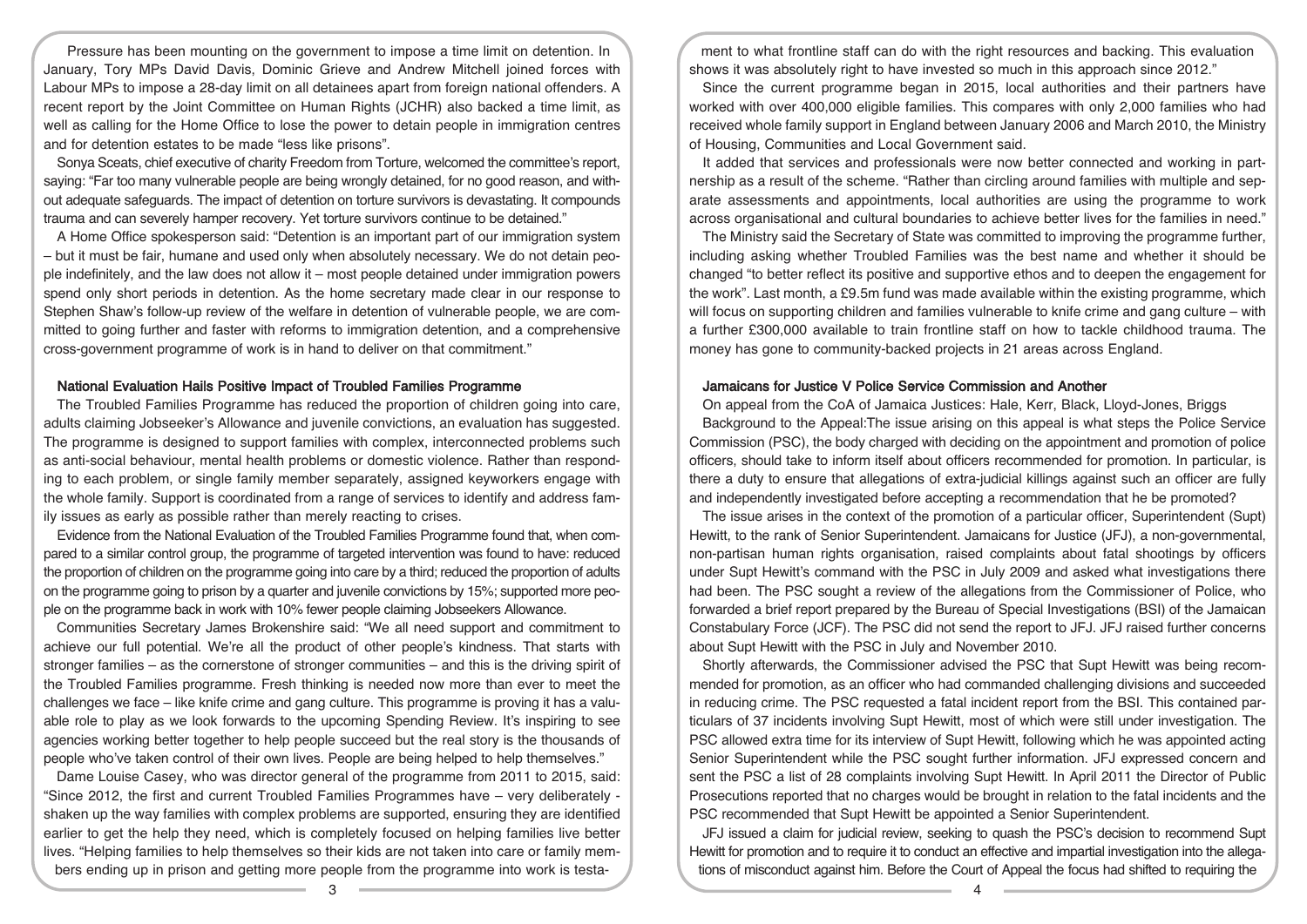Pressure has been mounting on the government to impose a time limit on detention. In January, Tory MPs David Davis, Dominic Grieve and Andrew Mitchell joined forces with Labour MPs to impose a 28-day limit on all detainees apart from foreign national offenders. A recent report by the Joint Committee on Human Rights (JCHR) also backed a time limit, as well as calling for the Home Office to lose the power to detain people in immigration centres and for detention estates to be made "less like prisons".

Sonya Sceats, chief executive of charity Freedom from Torture, welcomed the committee's report, saying: "Far too many vulnerable people are being wrongly detained, for no good reason, and without adequate safeguards. The impact of detention on torture survivors is devastating. It compounds trauma and can severely hamper recovery. Yet torture survivors continue to be detained."

A Home Office spokesperson said: "Detention is an important part of our immigration system – but it must be fair, humane and used only when absolutely necessary. We do not detain people indefinitely, and the law does not allow it – most people detained under immigration powers spend only short periods in detention. As the home secretary made clear in our response to Stephen Shaw's follow-up review of the welfare in detention of vulnerable people, we are committed to going further and faster with reforms to immigration detention, and a comprehensive cross-government programme of work is in hand to deliver on that commitment."

### National Evaluation Hails Positive Impact of Troubled Families Programme

The Troubled Families Programme has reduced the proportion of children going into care, adults claiming Jobseeker's Allowance and juvenile convictions, an evaluation has suggested. The programme is designed to support families with complex, interconnected problems such as anti-social behaviour, mental health problems or domestic violence. Rather than responding to each problem, or single family member separately, assigned keyworkers engage with the whole family. Support is coordinated from a range of services to identify and address family issues as early as possible rather than merely reacting to crises.

Evidence from the National Evaluation of the Troubled Families Programme found that, when compared to a similar control group, the programme of targeted intervention was found to have: reduced the proportion of children on the programme going into care by a third; reduced the proportion of adults on the programme going to prison by a quarter and juvenile convictions by 15%; supported more people on the programme back in work with 10% fewer people claiming Jobseekers Allowance.

Communities Secretary James Brokenshire said: "We all need support and commitment to achieve our full potential. We're all the product of other people's kindness. That starts with stronger families – as the cornerstone of stronger communities – and this is the driving spirit of the Troubled Families programme. Fresh thinking is needed now more than ever to meet the challenges we face – like knife crime and gang culture. This programme is proving it has a valuable role to play as we look forwards to the upcoming Spending Review. It's inspiring to see agencies working better together to help people succeed but the real story is the thousands of people who've taken control of their own lives. People are being helped to help themselves."

Dame Louise Casey, who was director general of the programme from 2011 to 2015, said: "Since 2012, the first and current Troubled Families Programmes have – very deliberately - shaken up the way families with complex problems are supported, ensuring they are identified earlier to get the help they need, which is completely focused on helping families live better lives. "Helping families to help themselves so their kids are not taken into care or family members ending up in prison and getting more people from the programme into work is testament to what frontline staff can do with the right resources and backing. This evaluation shows it was absolutely right to have invested so much in this approach since 2012."

Since the current programme began in 2015, local authorities and their partners have worked with over 400,000 eligible families. This compares with only 2,000 families who had received whole family support in England between January 2006 and March 2010, the Ministry of Housing, Communities and Local Government said.

It added that services and professionals were now better connected and working in partnership as a result of the scheme. "Rather than circling around families with multiple and separate assessments and appointments, local authorities are using the programme to work across organisational and cultural boundaries to achieve better lives for the families in need."

The Ministry said the Secretary of State was committed to improving the programme further, including asking whether Troubled Families was the best name and whether it should be changed "to better reflect its positive and supportive ethos and to deepen the engagement for the work". Last month, a £9.5m fund was made available within the existing programme, which will focus on supporting children and families vulnerable to knife crime and gang culture – with a further £300,000 available to train frontline staff on how to tackle childhood trauma. The money has gone to community-backed projects in 21 areas across England.

### Jamaicans for Justice V Police Service Commission and Another

On appeal from the CoA of Jamaica Justices: Hale, Kerr, Black, Lloyd-Jones, Briggs

Background to the Appeal:The issue arising on this appeal is what steps the Police Service Commission (PSC), the body charged with deciding on the appointment and promotion of police officers, should take to inform itself about officers recommended for promotion. In particular, is there a duty to ensure that allegations of extra-judicial killings against such an officer are fully and independently investigated before accepting a recommendation that he be promoted?

The issue arises in the context of the promotion of a particular officer, Superintendent (Supt) Hewitt, to the rank of Senior Superintendent. Jamaicans for Justice (JFJ), a non-governmental, non-partisan human rights organisation, raised complaints about fatal shootings by officers under Supt Hewitt's command with the PSC in July 2009 and asked what investigations there had been. The PSC sought a review of the allegations from the Commissioner of Police, who forwarded a brief report prepared by the Bureau of Special Investigations (BSI) of the Jamaican Constabulary Force (JCF). The PSC did not send the report to JFJ. JFJ raised further concerns about Supt Hewitt with the PSC in July and November 2010.

Shortly afterwards, the Commissioner advised the PSC that Supt Hewitt was being recommended for promotion, as an officer who had commanded challenging divisions and succeeded in reducing crime. The PSC requested a fatal incident report from the BSI. This contained particulars of 37 incidents involving Supt Hewitt, most of which were still under investigation. The PSC allowed extra time for its interview of Supt Hewitt, following which he was appointed acting Senior Superintendent while the PSC sought further information. JFJ expressed concern and sent the PSC a list of 28 complaints involving Supt Hewitt. In April 2011 the Director of Public Prosecutions reported that no charges would be brought in relation to the fatal incidents and the PSC recommended that Supt Hewitt be appointed a Senior Superintendent.

JFJ issued a claim for judicial review, seeking to quash the PSC's decision to recommend Supt Hewitt for promotion and to require it to conduct an effective and impartial investigation into the allegations of misconduct against him. Before the Court of Appeal the focus had shifted to requiring the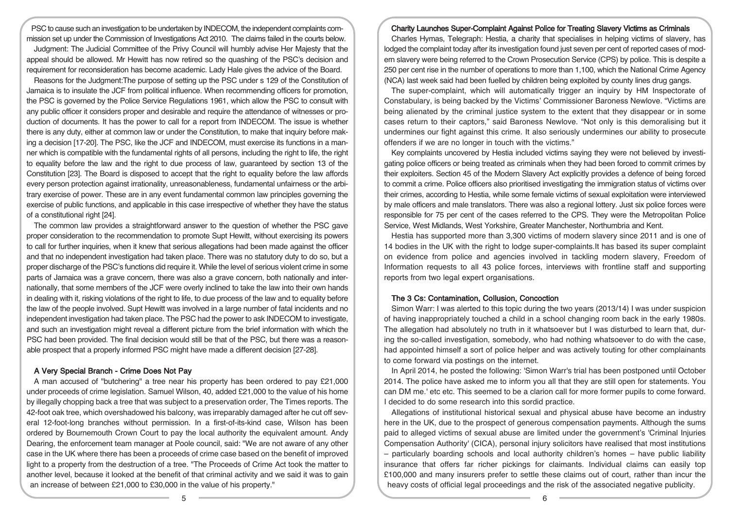PSC to cause such an investigation to be undertaken by INDECOM, the independent complaints commission set up under the Commission of Investigations Act 2010. The claims failed in the courts below.

Judgment: The Judicial Committee of the Privy Council will humbly advise Her Majesty that the appeal should be allowed. Mr Hewitt has now retired so the quashing of the PSC's decision and requirement for reconsideration has become academic. Lady Hale gives the advice of the Board.

Reasons for the Judgment:The purpose of setting up the PSC under s 129 of the Constitution of Jamaica is to insulate the JCF from political influence. When recommending officers for promotion, the PSC is governed by the Police Service Regulations 1961, which allow the PSC to consult with any public officer it considers proper and desirable and require the attendance of witnesses or production of documents. It has the power to call for a report from INDECOM. The issue is whether there is any duty, either at common law or under the Constitution, to make that inquiry before making a decision [17-20]. The PSC, like the JCF and INDECOM, must exercise its functions in a manner which is compatible with the fundamental rights of all persons, including the right to life, the right to equality before the law and the right to due process of law, guaranteed by section 13 of the Constitution [23]. The Board is disposed to accept that the right to equality before the law affords every person protection against irrationality, unreasonableness, fundamental unfairness or the arbitrary exercise of power. These are in any event fundamental common law principles governing the exercise of public functions, and applicable in this case irrespective of whether they have the status of a constitutional right [24].

The common law provides a straightforward answer to the question of whether the PSC gave proper consideration to the recommendation to promote Supt Hewitt, without exercising its powers to call for further inquiries, when it knew that serious allegations had been made against the officer and that no independent investigation had taken place. There was no statutory duty to do so, but a proper discharge of the PSC's functions did require it. While the level of serious violent crime in some parts of Jamaica was a grave concern, there was also a grave concern, both nationally and internationally, that some members of the JCF were overly inclined to take the law into their own hands in dealing with it, risking violations of the right to life, to due process of the law and to equality before the law of the people involved. Supt Hewitt was involved in a large number of fatal incidents and no independent investigation had taken place. The PSC had the power to ask INDECOM to investigate, and such an investigation might reveal a different picture from the brief information with which the PSC had been provided. The final decision would still be that of the PSC, but there was a reasonable prospect that a properly informed PSC might have made a different decision [27-28].

### A Very Special Branch - Crime Does Not Pay

A man accused of "butchering" a tree near his property has been ordered to pay £21,000 under proceeds of crime legislation. Samuel Wilson, 40, added £21,000 to the value of his home by illegally chopping back a tree that was subject to a preservation order, The Times reports. The 42-foot oak tree, which overshadowed his balcony, was irreparably damaged after he cut off several 12-foot-long branches without permission. In a first-of-its-kind case, Wilson has been ordered by Bournemouth Crown Court to pay the local authority the equivalent amount. Andy Dearing, the enforcement team manager at Poole council, said: "We are not aware of any other case in the UK where there has been a proceeds of crime case based on the benefit of improved light to a property from the destruction of a tree. "The Proceeds of Crime Act took the matter to another level, because it looked at the benefit of that criminal activity and we said it was to gain an increase of between £21,000 to £30,000 in the value of his property."

### Charity Launches Super-Complaint Against Police for Treating Slavery Victims as Criminals

Charles Hymas, Telegraph: Hestia, a charity that specialises in helping victims of slavery, has lodged the complaint today after its investigation found just seven per cent of reported cases of modern slavery were being referred to the Crown Prosecution Service (CPS) by police. This is despite a 250 per cent rise in the number of operations to more than 1,100, which the National Crime Agency (NCA) last week said had been fuelled by children being exploited by county lines drug gangs.

The super-complaint, which will automatically trigger an inquiry by HM Inspectorate of Constabulary, is being backed by the Victims' Commissioner Baroness Newlove. "Victims are being alienated by the criminal justice system to the extent that they disappear or in some cases return to their captors," said Baroness Newlove. "Not only is this demoralising but it undermines our fight against this crime. It also seriously undermines our ability to prosecute offenders if we are no longer in touch with the victims."

Key complaints uncovered by Hestia included victims saying they were not believed by investigating police officers or being treated as criminals when they had been forced to commit crimes by their exploiters. Section 45 of the Modern Slavery Act explicitly provides a defence of being forced to commit a crime. Police officers also prioritised investigating the immigration status of victims over their crimes, according to Hestia, while some female victims of sexual exploitation were interviewed by male officers and male translators. There was also a regional lottery. Just six police forces were responsible for 75 per cent of the cases referred to the CPS. They were the Metropolitan Police Service, West Midlands, West Yorkshire, Greater Manchester, Northumbria and Kent.

Hestia has supported more than 3,300 victims of modern slavery since 2011 and is one of 14 bodies in the UK with the right to lodge super-complaints.It has based its super complaint on evidence from police and agencies involved in tackling modern slavery, Freedom of Information requests to all 43 police forces, interviews with frontline staff and supporting reports from two legal expert organisations.

### The 3 Cs: Contamination, Collusion, Concoction

Simon Warr: I was alerted to this topic during the two years (2013/14) I was under suspicion of having inappropriately touched a child in a school changing room back in the early 1980s. The allegation had absolutely no truth in it whatsoever but I was disturbed to learn that, during the so-called investigation, somebody, who had nothing whatsoever to do with the case, had appointed himself a sort of police helper and was actively touting for other complainants to come forward via postings on the internet.

In April 2014, he posted the following: 'Simon Warr's trial has been postponed until October 2014. The police have asked me to inform you all that they are still open for statements. You can DM me.' etc etc. This seemed to be a clarion call for more former pupils to come forward. I decided to do some research into this sordid practice.

Allegations of institutional historical sexual and physical abuse have become an industry here in the UK, due to the prospect of generous compensation payments. Although the sums paid to alleged victims of sexual abuse are limited under the government's 'Criminal Injuries Compensation Authority' (CICA), personal injury solicitors have realised that most institutions – particularly boarding schools and local authority children's homes – have public liability insurance that offers far richer pickings for claimants. Individual claims can easily top £100,000 and many insurers prefer to settle these claims out of court, rather than incur the heavy costs of official legal proceedings and the risk of the associated negative publicity.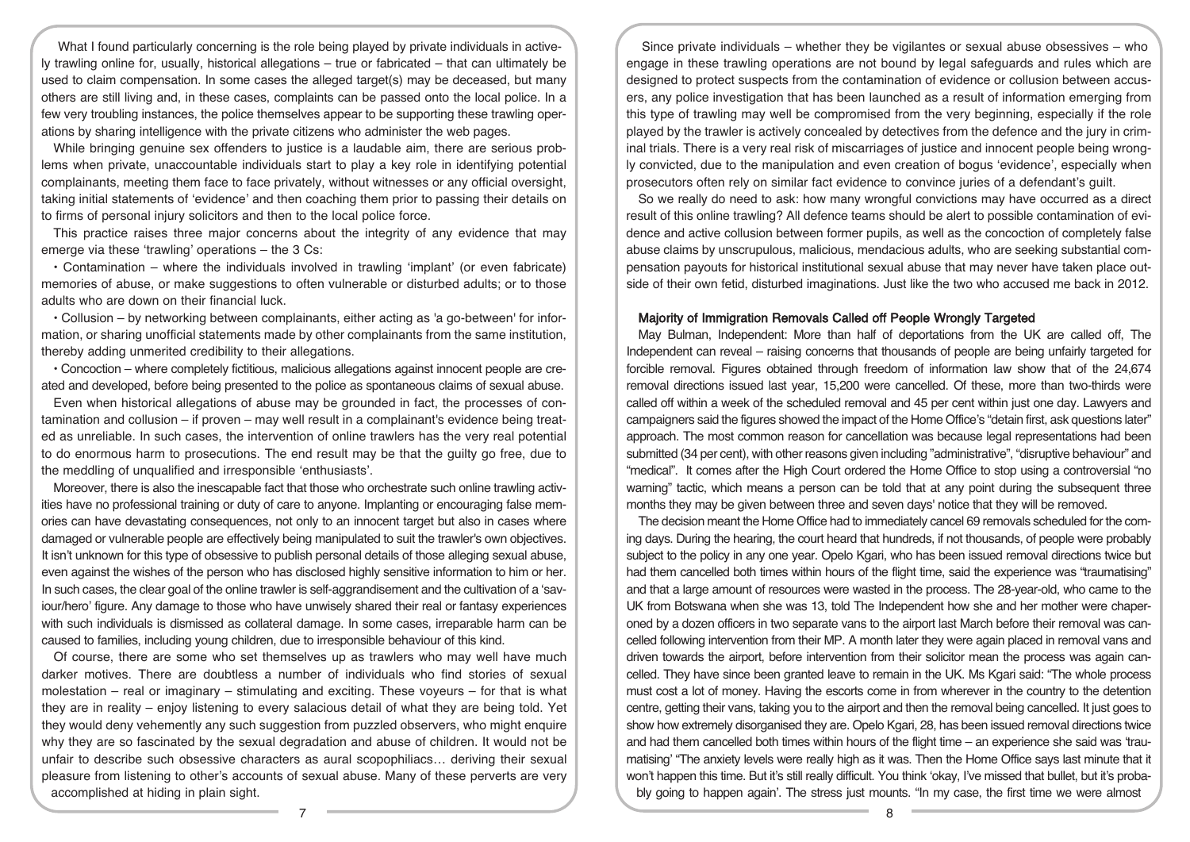What I found particularly concerning is the role being played by private individuals in actively trawling online for, usually, historical allegations – true or fabricated – that can ultimately be used to claim compensation. In some cases the alleged target(s) may be deceased, but many others are still living and, in these cases, complaints can be passed onto the local police. In a few very troubling instances, the police themselves appear to be supporting these trawling operations by sharing intelligence with the private citizens who administer the web pages.

While bringing genuine sex offenders to justice is a laudable aim, there are serious problems when private, unaccountable individuals start to play a key role in identifying potential complainants, meeting them face to face privately, without witnesses or any official oversight, taking initial statements of 'evidence' and then coaching them prior to passing their details on to firms of personal injury solicitors and then to the local police force.

This practice raises three major concerns about the integrity of any evidence that may emerge via these 'trawling' operations – the 3 Cs:

• Contamination – where the individuals involved in trawling 'implant' (or even fabricate) memories of abuse, or make suggestions to often vulnerable or disturbed adults; or to those adults who are down on their financial luck.

• Collusion – by networking between complainants, either acting as 'a go-between' for information, or sharing unofficial statements made by other complainants from the same institution, thereby adding unmerited credibility to their allegations.

• Concoction – where completely fictitious, malicious allegations against innocent people are created and developed, before being presented to the police as spontaneous claims of sexual abuse.

Even when historical allegations of abuse may be grounded in fact, the processes of contamination and collusion – if proven – may well result in a complainant's evidence being treated as unreliable. In such cases, the intervention of online trawlers has the very real potential to do enormous harm to prosecutions. The end result may be that the guilty go free, due to the meddling of unqualified and irresponsible 'enthusiasts'.

Moreover, there is also the inescapable fact that those who orchestrate such online trawling activities have no professional training or duty of care to anyone. Implanting or encouraging false memories can have devastating consequences, not only to an innocent target but also in cases where damaged or vulnerable people are effectively being manipulated to suit the trawler's own objectives. It isn't unknown for this type of obsessive to publish personal details of those alleging sexual abuse, even against the wishes of the person who has disclosed highly sensitive information to him or her. In such cases, the clear goal of the online trawler is self-aggrandisement and the cultivation of a 'saviour/hero' figure. Any damage to those who have unwisely shared their real or fantasy experiences with such individuals is dismissed as collateral damage. In some cases, irreparable harm can be caused to families, including young children, due to irresponsible behaviour of this kind.

Of course, there are some who set themselves up as trawlers who may well have much darker motives. There are doubtless a number of individuals who find stories of sexual molestation – real or imaginary – stimulating and exciting. These voyeurs – for that is what they are in reality – enjoy listening to every salacious detail of what they are being told. Yet they would deny vehemently any such suggestion from puzzled observers, who might enquire why they are so fascinated by the sexual degradation and abuse of children. It would not be unfair to describe such obsessive characters as aural scopophiliacs… deriving their sexual pleasure from listening to other's accounts of sexual abuse. Many of these perverts are very accomplished at hiding in plain sight.

Since private individuals – whether they be vigilantes or sexual abuse obsessives – who engage in these trawling operations are not bound by legal safeguards and rules which are designed to protect suspects from the contamination of evidence or collusion between accusers, any police investigation that has been launched as a result of information emerging from this type of trawling may well be compromised from the very beginning, especially if the role played by the trawler is actively concealed by detectives from the defence and the jury in criminal trials. There is a very real risk of miscarriages of justice and innocent people being wrongly convicted, due to the manipulation and even creation of bogus 'evidence', especially when prosecutors often rely on similar fact evidence to convince juries of a defendant's guilt.

So we really do need to ask: how many wrongful convictions may have occurred as a direct result of this online trawling? All defence teams should be alert to possible contamination of evidence and active collusion between former pupils, as well as the concoction of completely false abuse claims by unscrupulous, malicious, mendacious adults, who are seeking substantial compensation payouts for historical institutional sexual abuse that may never have taken place outside of their own fetid, disturbed imaginations. Just like the two who accused me back in 2012.

## Majority of Immigration Removals Called off People Wrongly Targeted

May Bulman, Independent: More than half of deportations from the UK are called off, The Independent can reveal – raising concerns that thousands of people are being unfairly targeted for forcible removal. Figures obtained through freedom of information law show that of the 24,674 removal directions issued last year, 15,200 were cancelled. Of these, more than two-thirds were called off within a week of the scheduled removal and 45 per cent within just one day. Lawyers and campaigners said the figures showed the impact of the Home Office's "detain first, ask questions later" approach. The most common reason for cancellation was because legal representations had been submitted (34 per cent), with other reasons given including "administrative", "disruptive behaviour" and "medical". It comes after the High Court ordered the Home Office to stop using a controversial "no warning" tactic, which means a person can be told that at any point during the subsequent three months they may be given between three and seven days' notice that they will be removed.

The decision meant the Home Office had to immediately cancel 69 removals scheduled for the coming days. During the hearing, the court heard that hundreds, if not thousands, of people were probably subject to the policy in any one year. Opelo Kgari, who has been issued removal directions twice but had them cancelled both times within hours of the flight time, said the experience was "traumatising" and that a large amount of resources were wasted in the process. The 28-year-old, who came to the UK from Botswana when she was 13, told The Independent how she and her mother were chaperoned by a dozen officers in two separate vans to the airport last March before their removal was cancelled following intervention from their MP. A month later they were again placed in removal vans and driven towards the airport, before intervention from their solicitor mean the process was again cancelled. They have since been granted leave to remain in the UK. Ms Kgari said: "The whole process must cost a lot of money. Having the escorts come in from wherever in the country to the detention centre, getting their vans, taking you to the airport and then the removal being cancelled. It just goes to show how extremely disorganised they are. Opelo Kgari, 28, has been issued removal directions twice and had them cancelled both times within hours of the flight time – an experience she said was 'traumatising' "The anxiety levels were really high as it was. Then the Home Office says last minute that it won't happen this time. But it's still really difficult. You think 'okay, I've missed that bullet, but it's probably going to happen again'. The stress just mounts. "In my case, the first time we were almost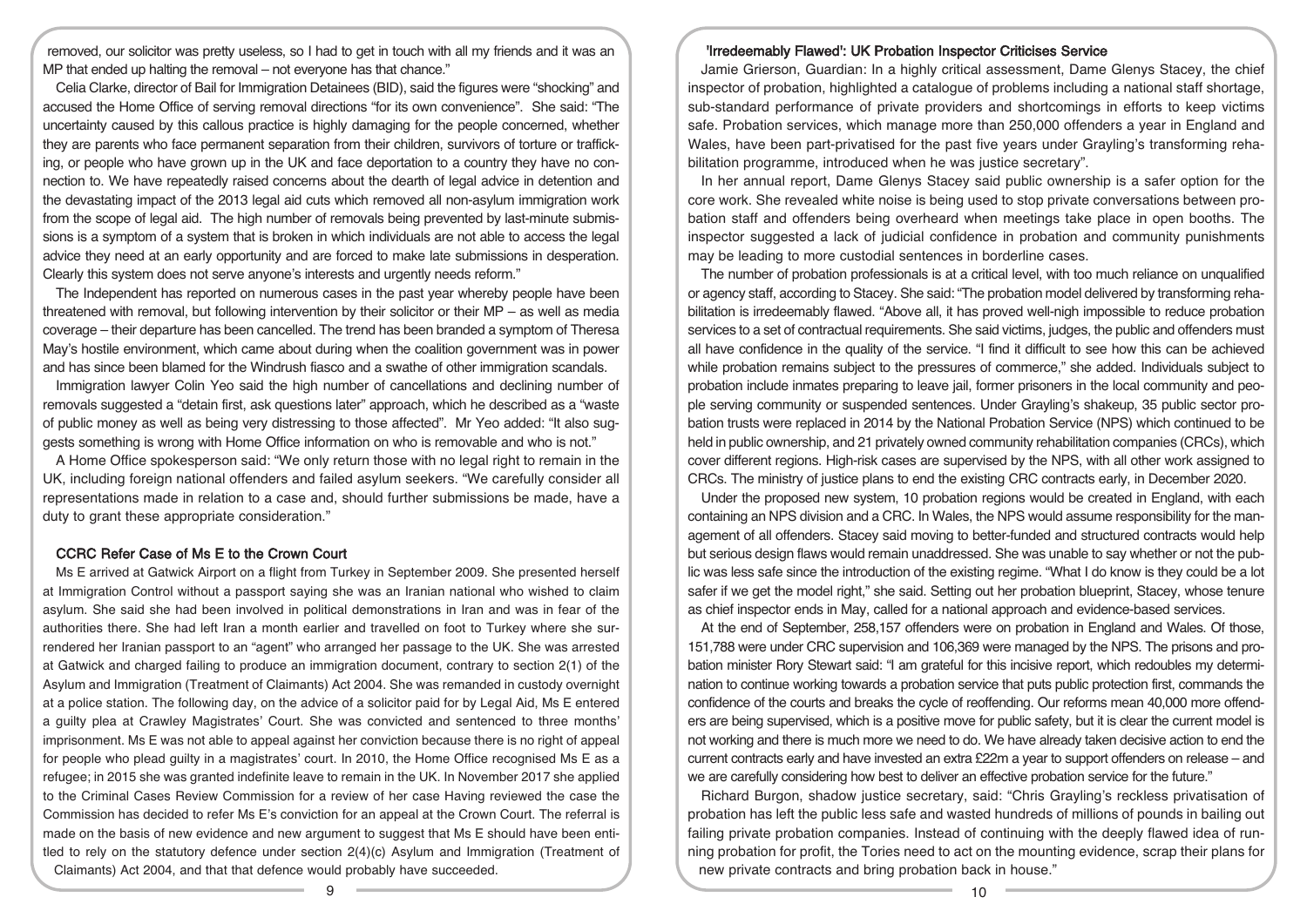removed, our solicitor was pretty useless, so I had to get in touch with all my friends and it was an MP that ended up halting the removal – not everyone has that chance."

Celia Clarke, director of Bail for Immigration Detainees (BID), said the figures were "shocking" and accused the Home Office of serving removal directions "for its own convenience". She said: "The uncertainty caused by this callous practice is highly damaging for the people concerned, whether they are parents who face permanent separation from their children, survivors of torture or trafficking, or people who have grown up in the UK and face deportation to a country they have no connection to. We have repeatedly raised concerns about the dearth of legal advice in detention and the devastating impact of the 2013 legal aid cuts which removed all non-asylum immigration work from the scope of legal aid. The high number of removals being prevented by last-minute submissions is a symptom of a system that is broken in which individuals are not able to access the legal advice they need at an early opportunity and are forced to make late submissions in desperation. Clearly this system does not serve anyone's interests and urgently needs reform."

The Independent has reported on numerous cases in the past year whereby people have been threatened with removal, but following intervention by their solicitor or their MP – as well as media coverage – their departure has been cancelled. The trend has been branded a symptom of Theresa May's hostile environment, which came about during when the coalition government was in power and has since been blamed for the Windrush fiasco and a swathe of other immigration scandals.

Immigration lawyer Colin Yeo said the high number of cancellations and declining number of removals suggested a "detain first, ask questions later" approach, which he described as a "waste of public money as well as being very distressing to those affected". Mr Yeo added: "It also suggests something is wrong with Home Office information on who is removable and who is not."

A Home Office spokesperson said: "We only return those with no legal right to remain in the UK, including foreign national offenders and failed asylum seekers. "We carefully consider all representations made in relation to a case and, should further submissions be made, have a duty to grant these appropriate consideration."

## CCRC Refer Case of Ms E to the Crown Court

Ms E arrived at Gatwick Airport on a flight from Turkey in September 2009. She presented herself at Immigration Control without a passport saying she was an Iranian national who wished to claim asylum. She said she had been involved in political demonstrations in Iran and was in fear of the authorities there. She had left Iran a month earlier and travelled on foot to Turkey where she surrendered her Iranian passport to an "agent" who arranged her passage to the UK. She was arrested at Gatwick and charged failing to produce an immigration document, contrary to section 2(1) of the Asylum and Immigration (Treatment of Claimants) Act 2004. She was remanded in custody overnight at a police station. The following day, on the advice of a solicitor paid for by Legal Aid, Ms E entered a guilty plea at Crawley Magistrates' Court. She was convicted and sentenced to three months' imprisonment. Ms E was not able to appeal against her conviction because there is no right of appeal for people who plead guilty in a magistrates' court. In 2010, the Home Office recognised Ms E as a refugee; in 2015 she was granted indefinite leave to remain in the UK. In November 2017 she applied to the Criminal Cases Review Commission for a review of her case Having reviewed the case the Commission has decided to refer Ms E's conviction for an appeal at the Crown Court. The referral is made on the basis of new evidence and new argument to suggest that Ms E should have been entitled to rely on the statutory defence under section 2(4)(c) Asylum and Immigration (Treatment of Claimants) Act 2004, and that that defence would probably have succeeded.

## 'Irredeemably Flawed': UK Probation Inspector Criticises Service

Jamie Grierson, Guardian: In a highly critical assessment, Dame Glenys Stacey, the chief inspector of probation, highlighted a catalogue of problems including a national staff shortage, sub-standard performance of private providers and shortcomings in efforts to keep victims safe. Probation services, which manage more than 250,000 offenders a year in England and Wales, have been part-privatised for the past five years under Grayling's transforming rehabilitation programme, introduced when he was justice secretary".

In her annual report, Dame Glenys Stacey said public ownership is a safer option for the core work. She revealed white noise is being used to stop private conversations between probation staff and offenders being overheard when meetings take place in open booths. The inspector suggested a lack of judicial confidence in probation and community punishments may be leading to more custodial sentences in borderline cases.

The number of probation professionals is at a critical level, with too much reliance on unqualified or agency staff, according to Stacey. She said: "The probation model delivered by transforming rehabilitation is irredeemably flawed. "Above all, it has proved well-nigh impossible to reduce probation services to a set of contractual requirements. She said victims, judges, the public and offenders must all have confidence in the quality of the service. "I find it difficult to see how this can be achieved while probation remains subject to the pressures of commerce," she added. Individuals subject to probation include inmates preparing to leave jail, former prisoners in the local community and people serving community or suspended sentences. Under Grayling's shakeup, 35 public sector probation trusts were replaced in 2014 by the National Probation Service (NPS) which continued to be held in public ownership, and 21 privately owned community rehabilitation companies (CRCs), which cover different regions. High-risk cases are supervised by the NPS, with all other work assigned to CRCs. The ministry of justice plans to end the existing CRC contracts early, in December 2020.

Under the proposed new system, 10 probation regions would be created in England, with each containing an NPS division and a CRC. In Wales, the NPS would assume responsibility for the management of all offenders. Stacey said moving to better-funded and structured contracts would help but serious design flaws would remain unaddressed. She was unable to say whether or not the public was less safe since the introduction of the existing regime. "What I do know is they could be a lot safer if we get the model right," she said. Setting out her probation blueprint, Stacey, whose tenure as chief inspector ends in May, called for a national approach and evidence-based services.

At the end of September, 258,157 offenders were on probation in England and Wales. Of those, 151,788 were under CRC supervision and 106,369 were managed by the NPS. The prisons and probation minister Rory Stewart said: "I am grateful for this incisive report, which redoubles my determination to continue working towards a probation service that puts public protection first, commands the confidence of the courts and breaks the cycle of reoffending. Our reforms mean 40,000 more offenders are being supervised, which is a positive move for public safety, but it is clear the current model is not working and there is much more we need to do. We have already taken decisive action to end the current contracts early and have invested an extra £22m a year to support offenders on release – and we are carefully considering how best to deliver an effective probation service for the future."

Richard Burgon, shadow justice secretary, said: "Chris Grayling's reckless privatisation of probation has left the public less safe and wasted hundreds of millions of pounds in bailing out failing private probation companies. Instead of continuing with the deeply flawed idea of running probation for profit, the Tories need to act on the mounting evidence, scrap their plans for new private contracts and bring probation back in house."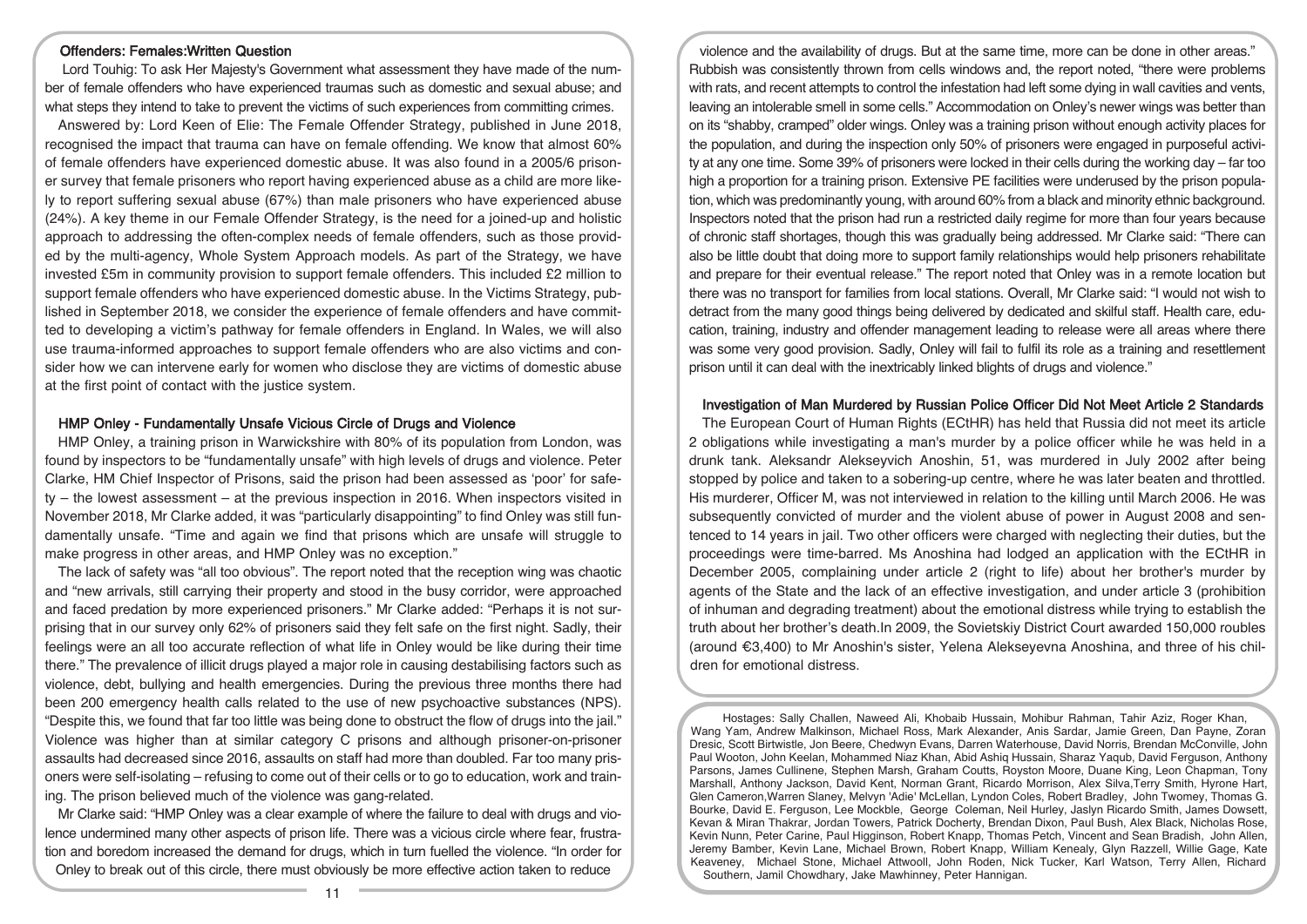### Offenders: Females:Written Question

Lord Touhig: To ask Her Majesty's Government what assessment they have made of the number of female offenders who have experienced traumas such as domestic and sexual abuse; and what steps they intend to take to prevent the victims of such experiences from committing crimes.

Answered by: Lord Keen of Elie: The Female Offender Strategy, published in June 2018, recognised the impact that trauma can have on female offending. We know that almost 60% of female offenders have experienced domestic abuse. It was also found in a 2005/6 prisoner survey that female prisoners who report having experienced abuse as a child are more likely to report suffering sexual abuse (67%) than male prisoners who have experienced abuse (24%). A key theme in our Female Offender Strategy, is the need for a joined-up and holistic approach to addressing the often-complex needs of female offenders, such as those provided by the multi-agency, Whole System Approach models. As part of the Strategy, we have invested £5m in community provision to support female offenders. This included £2 million to support female offenders who have experienced domestic abuse. In the Victims Strategy, published in September 2018, we consider the experience of female offenders and have committed to developing a victim's pathway for female offenders in England. In Wales, we will also use trauma-informed approaches to support female offenders who are also victims and consider how we can intervene early for women who disclose they are victims of domestic abuse at the first point of contact with the justice system.

### HMP Onley - Fundamentally Unsafe Vicious Circle of Drugs and Violence

HMP Onley, a training prison in Warwickshire with 80% of its population from London, was found by inspectors to be "fundamentally unsafe" with high levels of drugs and violence. Peter Clarke, HM Chief Inspector of Prisons, said the prison had been assessed as 'poor' for safety – the lowest assessment – at the previous inspection in 2016. When inspectors visited in November 2018, Mr Clarke added, it was "particularly disappointing" to find Onley was still fundamentally unsafe. "Time and again we find that prisons which are unsafe will struggle to make progress in other areas, and HMP Onley was no exception."

The lack of safety was "all too obvious". The report noted that the reception wing was chaotic and "new arrivals, still carrying their property and stood in the busy corridor, were approached and faced predation by more experienced prisoners." Mr Clarke added: "Perhaps it is not surprising that in our survey only 62% of prisoners said they felt safe on the first night. Sadly, their feelings were an all too accurate reflection of what life in Onley would be like during their time there." The prevalence of illicit drugs played a major role in causing destabilising factors such as violence, debt, bullying and health emergencies. During the previous three months there had been 200 emergency health calls related to the use of new psychoactive substances (NPS). "Despite this, we found that far too little was being done to obstruct the flow of drugs into the jail." Violence was higher than at similar category C prisons and although prisoner-on-prisoner assaults had decreased since 2016, assaults on staff had more than doubled. Far too many prisoners were self-isolating – refusing to come out of their cells or to go to education, work and training. The prison believed much of the violence was gang-related.

Mr Clarke said: "HMP Onley was a clear example of where the failure to deal with drugs and violence undermined many other aspects of prison life. There was a vicious circle where fear, frustration and boredom increased the demand for drugs, which in turn fuelled the violence. "In order for Onley to break out of this circle, there must obviously be more effective action taken to reduce violence and the availability of drugs. But at the same time, more can be done in other areas." Rubbish was consistently thrown from cells windows and, the report noted, "there were problems with rats, and recent attempts to control the infestation had left some dying in wall cavities and vents, leaving an intolerable smell in some cells." Accommodation on Onley's newer wings was better than on its "shabby, cramped" older wings. Onley was a training prison without enough activity places for the population, and during the inspection only 50% of prisoners were engaged in purposeful activity at any one time. Some 39% of prisoners were locked in their cells during the working day – far too high a proportion for a training prison. Extensive PE facilities were underused by the prison population, which was predominantly young, with around 60% from a black and minority ethnic background. Inspectors noted that the prison had run a restricted daily regime for more than four years because of chronic staff shortages, though this was gradually being addressed. Mr Clarke said: "There can also be little doubt that doing more to support family relationships would help prisoners rehabilitate and prepare for their eventual release." The report noted that Onley was in a remote location but there was no transport for families from local stations. Overall, Mr Clarke said: "I would not wish to detract from the many good things being delivered by dedicated and skilful staff. Health care, education, training, industry and offender management leading to release were all areas where there was some very good provision. Sadly, Onley will fail to fulfil its role as a training and resettlement prison until it can deal with the inextricably linked blights of drugs and violence."

### Investigation of Man Murdered by Russian Police Officer Did Not Meet Article 2 Standards

The European Court of Human Rights (ECtHR) has held that Russia did not meet its article 2 obligations while investigating a man's murder by a police officer while he was held in a drunk tank. Aleksandr Alekseyvich Anoshin, 51, was murdered in July 2002 after being stopped by police and taken to a sobering-up centre, where he was later beaten and throttled. His murderer, Officer M, was not interviewed in relation to the killing until March 2006. He was subsequently convicted of murder and the violent abuse of power in August 2008 and sentenced to 14 years in jail. Two other officers were charged with neglecting their duties, but the proceedings were time-barred. Ms Anoshina had lodged an application with the ECtHR in December 2005, complaining under article 2 (right to life) about her brother's murder by agents of the State and the lack of an effective investigation, and under article 3 (prohibition of inhuman and degrading treatment) about the emotional distress while trying to establish the truth about her brother's death.In 2009, the Sovietskiy District Court awarded 150,000 roubles (around €3,400) to Mr Anoshin's sister, Yelena Alekseyevna Anoshina, and three of his children for emotional distress.

Hostages: Sally Challen, Naweed Ali, Khobaib Hussain, Mohibur Rahman, Tahir Aziz, Roger Khan, Wang Yam, Andrew Malkinson, Michael Ross, Mark Alexander, Anis Sardar, Jamie Green, Dan Payne, Zoran Dresic, Scott Birtwistle, Jon Beere, Chedwyn Evans, Darren Waterhouse, David Norris, Brendan McConville, John Paul Wooton, John Keelan, Mohammed Niaz Khan, Abid Ashiq Hussain, Sharaz Yaqub, David Ferguson, Anthony Parsons, James Cullinene, Stephen Marsh, Graham Coutts, Royston Moore, Duane King, Leon Chapman, Tony Marshall, Anthony Jackson, David Kent, Norman Grant, Ricardo Morrison, Alex Silva,Terry Smith, Hyrone Hart, Glen Cameron,Warren Slaney, Melvyn 'Adie' McLellan, Lyndon Coles, Robert Bradley, John Twomey, Thomas G. Bourke, David E. Ferguson, Lee Mockble, George Coleman, Neil Hurley, Jaslyn Ricardo Smith, James Dowsett, Kevan & Miran Thakrar, Jordan Towers, Patrick Docherty, Brendan Dixon, Paul Bush, Alex Black, Nicholas Rose, Kevin Nunn, Peter Carine, Paul Higginson, Robert Knapp, Thomas Petch, Vincent and Sean Bradish, John Allen, Jeremy Bamber, Kevin Lane, Michael Brown, Robert Knapp, William Kenealy, Glyn Razzell, Willie Gage, Kate Keaveney, Michael Stone, Michael Attwooll, John Roden, Nick Tucker, Karl Watson, Terry Allen, Richard Southern, Jamil Chowdhary, Jake Mawhinney, Peter Hannigan.